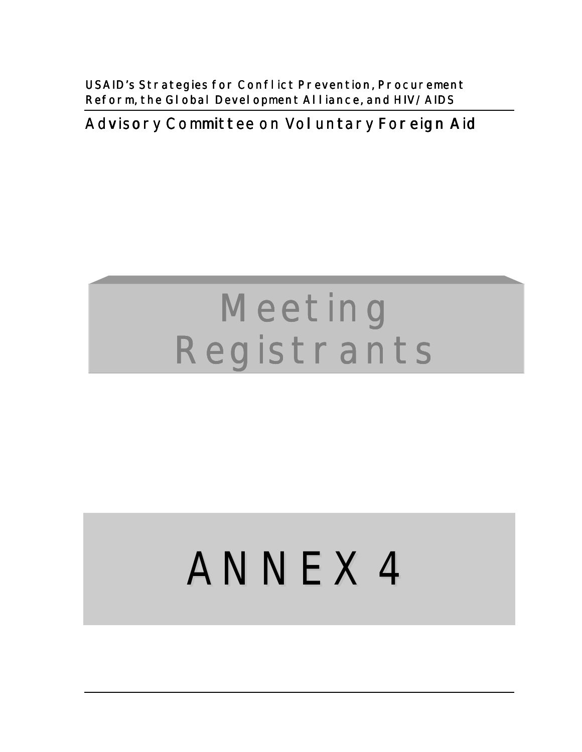USAID's Strategies for Conflict Prevention, Procurement Reform, the Global Development Alliance, and HIV/AIDS

Advisory Committee on Voluntary Foreign Aid

# Meeting Registrants

# ANNEX 4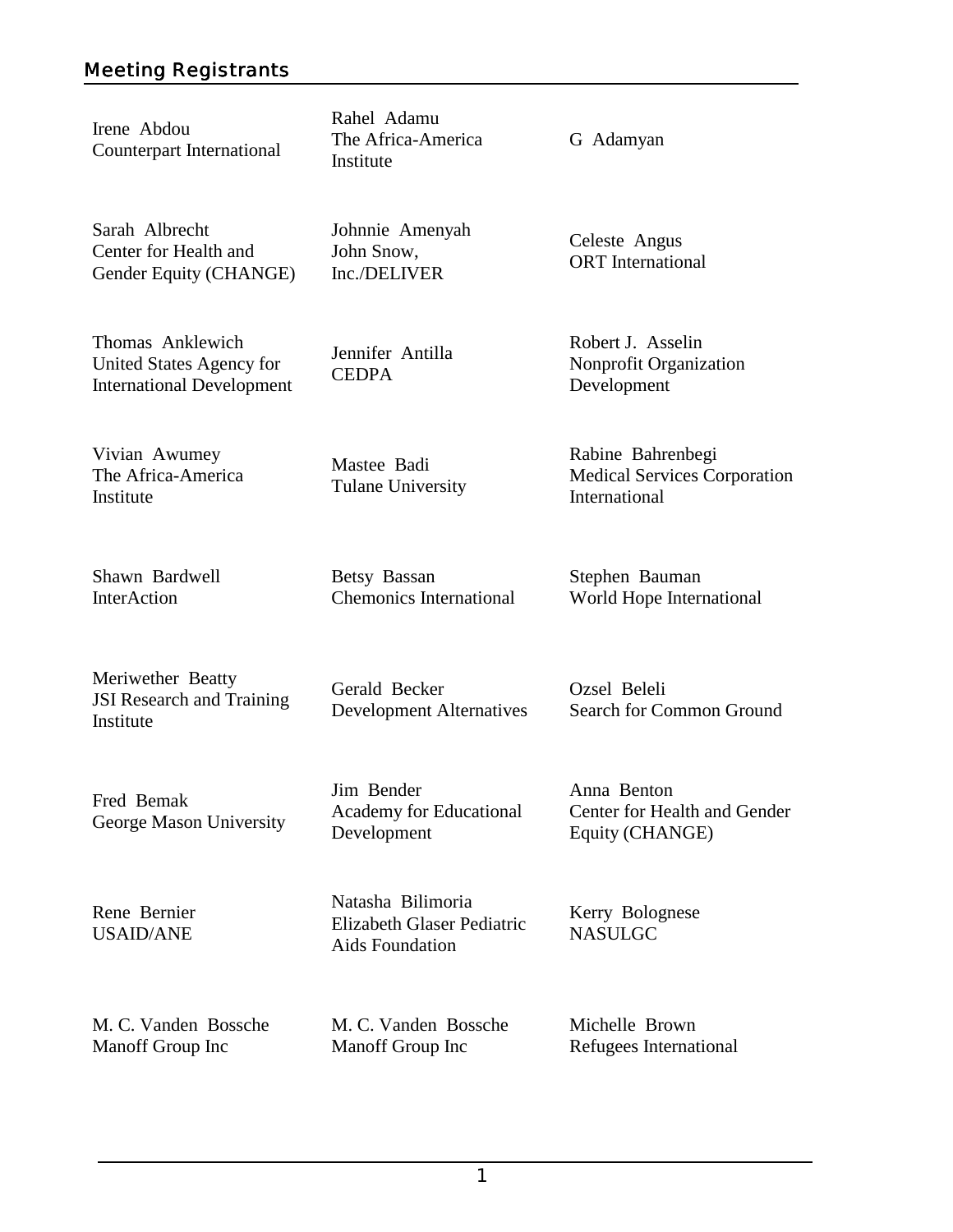## Meeting Registrants

Irene Abdou
Counterpart International

Rahel Adamu
The Africa-America Institute

G Adamyan

Sarah Albrecht
Center for Health and Gender Equity (CHANGE)

Johnnie Amenyah
John Snow, Inc./DELIVER

Celeste Angus
ORT International

Thomas Anklewich
United States Agency for International Development

Jennifer Antilla
CEDPA

Robert J. Asselin
Nonprofit Organization Development

Vivian Awumey
The Africa-America Institute

Mastee Badi
Tulane University

Rabine Bahrenbegi
Medical Services Corporation International

Shawn Bardwell
InterAction

Betsy Bassan
Chemonics International

Stephen Bauman
World Hope International

Meriwether Beatty
JSI Research and Training Institute

Gerald Becker
Development Alternatives

Ozsel Beleli
Search for Common Ground

Fred Bemak
George Mason University

Jim Bender
Academy for Educational Development

Anna Benton
Center for Health and Gender Equity (CHANGE)

Rene Bernier
USAID/ANE

Natasha Bilimoria
Elizabeth Glaser Pediatric Aids Foundation

Kerry Bolognese
NASULGC

M. C. Vanden Bossche
Manoff Group Inc

M. C. Vanden Bossche
Manoff Group Inc

Michelle Brown
Refugees International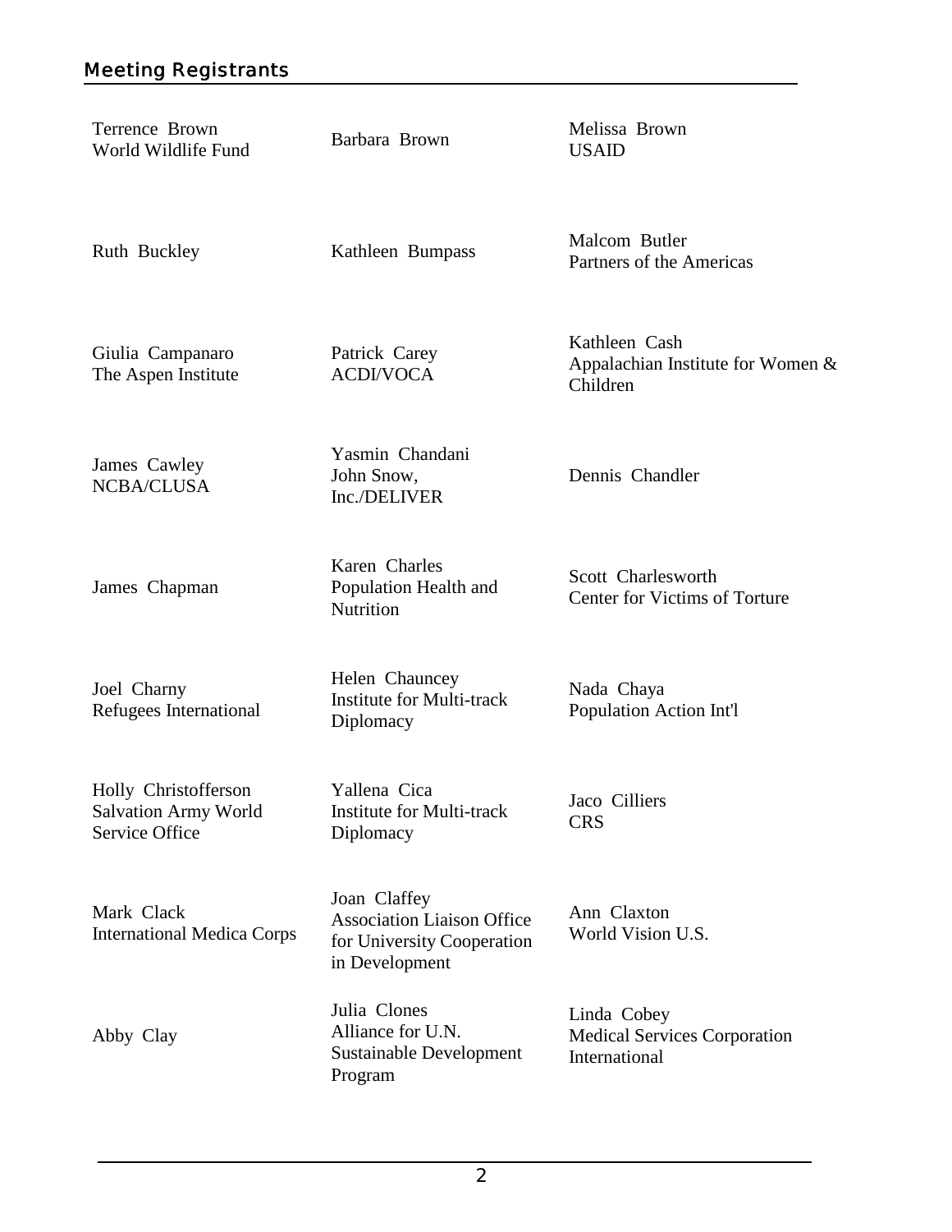## Meeting Registrants

Terrence Brown
World Wildlife Fund

Barbara Brown

Melissa Brown
USAID

Ruth Buckley

Kathleen Bumpass

Malcom Butler
Partners of the Americas

Giulia Campanaro
The Aspen Institute

Patrick Carey
ACDI/VOCA

Kathleen Cash
Appalachian Institute for Women & Children

James Cawley
NCBA/CLUSA

Yasmin Chandani
John Snow, Inc./DELIVER

Dennis Chandler

James Chapman

Karen Charles
Population Health and Nutrition

Scott Charlesworth
Center for Victims of Torture

Joel Charny
Refugees International

Helen Chauncey
Institute for Multi-track Diplomacy

Nada Chaya
Population Action Int'l

Holly Christofferson
Salvation Army World Service Office

Yallena Cica
Institute for Multi-track Diplomacy

Jaco Cilliers
CRS

Mark Clack
International Medica Corps

Joan Claffey
Association Liaison Office for University Cooperation in Development

Ann Claxton
World Vision U.S.

Abby Clay

Julia Clones
Alliance for U.N. Sustainable Development Program

Linda Cobey
Medical Services Corporation International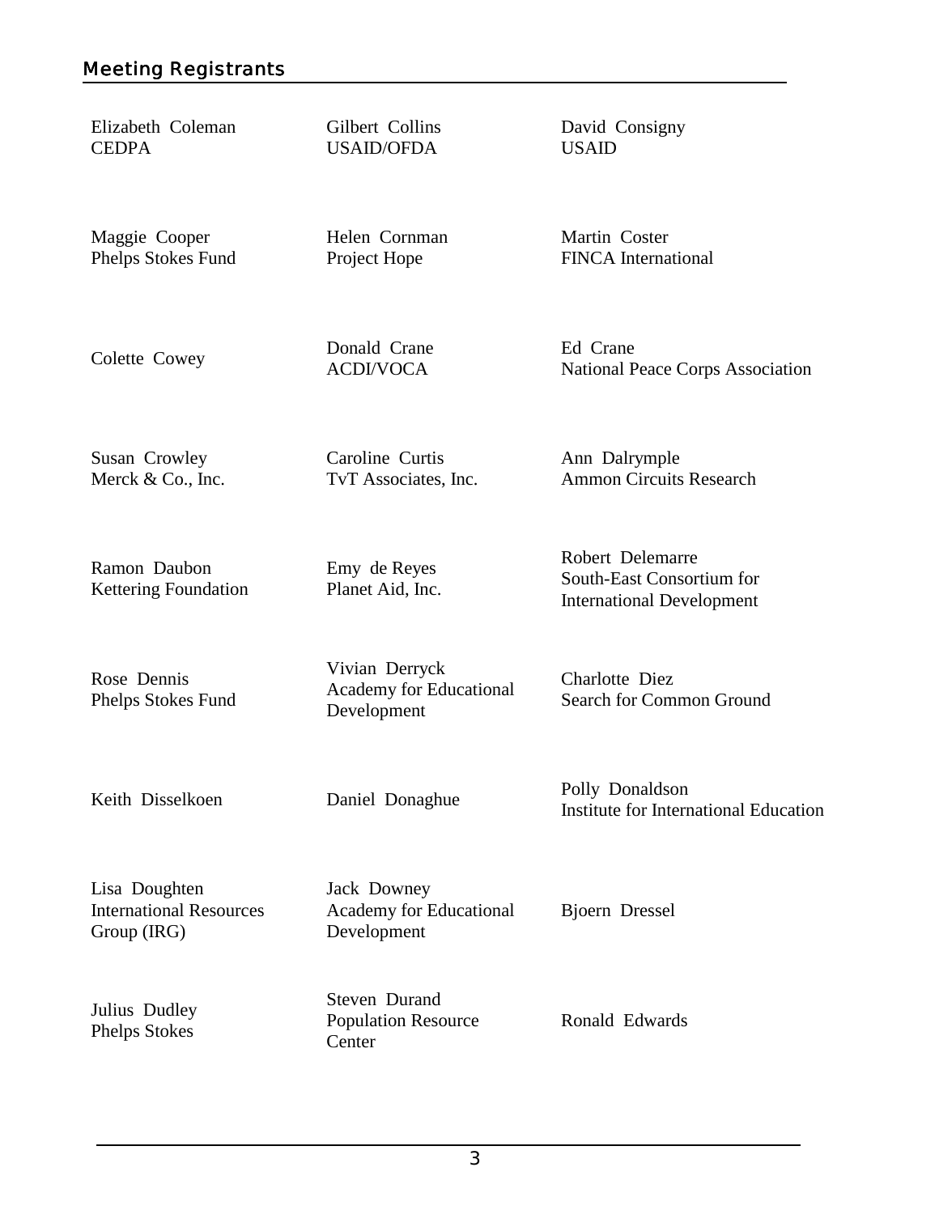## Meeting Registrants

Elizabeth Coleman
CEDPA

Gilbert Collins
USAID/OFDA

David Consigny
USAID

Maggie Cooper
Phelps Stokes Fund

Helen Cornman
Project Hope

Martin Coster
FINCA International

Colette Cowey

Donald Crane
ACDI/VOCA

Ed Crane
National Peace Corps Association

Susan Crowley
Merck & Co., Inc.

Caroline Curtis
TvT Associates, Inc.

Ann Dalrymple
Ammon Circuits Research

Ramon Daubon
Kettering Foundation

Emy de Reyes
Planet Aid, Inc.

Robert Delemarre
South-East Consortium for International Development

Rose Dennis
Phelps Stokes Fund

Vivian Derryck
Academy for Educational Development

Charlotte Diez
Search for Common Ground

Keith Disselkoen

Daniel Donaghue

Polly Donaldson
Institute for International Education

Lisa Doughten
International Resources Group (IRG)

Jack Downey
Academy for Educational Development

Bjoern Dressel

Julius Dudley
Phelps Stokes

Steven Durand
Population Resource Center

Ronald Edwards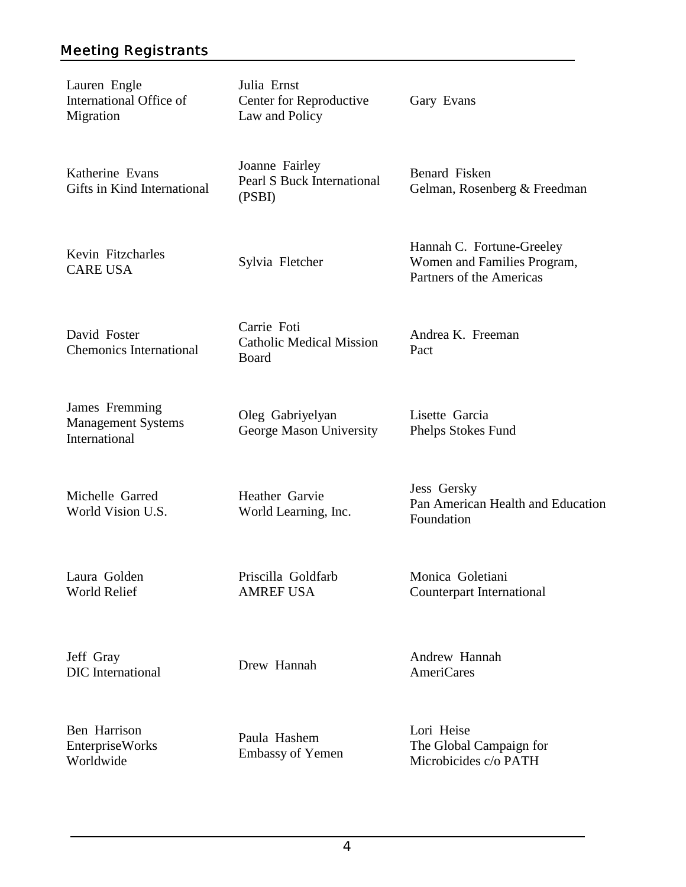## Meeting Registrants

Lauren Engle
International Office of Migration

Julia Ernst
Center for Reproductive Law and Policy

Gary Evans

Katherine Evans
Gifts in Kind International

Joanne Fairley
Pearl S Buck International (PSBI)

Benard Fisken
Gelman, Rosenberg & Freedman

Kevin Fitzcharles
CARE USA

Sylvia Fletcher

Hannah C. Fortune-Greeley
Women and Families Program, Partners of the Americas

David Foster
Chemonics International

Carrie Foti
Catholic Medical Mission Board

Andrea K. Freeman
Pact

James Fremming
Management Systems International

Oleg Gabriyelyan
George Mason University

Lisette Garcia
Phelps Stokes Fund

Michelle Garred
World Vision U.S.

Heather Garvie
World Learning, Inc.

Jess Gersky
Pan American Health and Education Foundation

Laura Golden
World Relief

Priscilla Goldfarb
AMREF USA

Monica Goletiani
Counterpart International

Jeff Gray
DIC International

Drew Hannah

Andrew Hannah
AmeriCares

Ben Harrison
EnterpriseWorks Worldwide

Paula Hashem
Embassy of Yemen

Lori Heise
The Global Campaign for Microbicides c/o PATH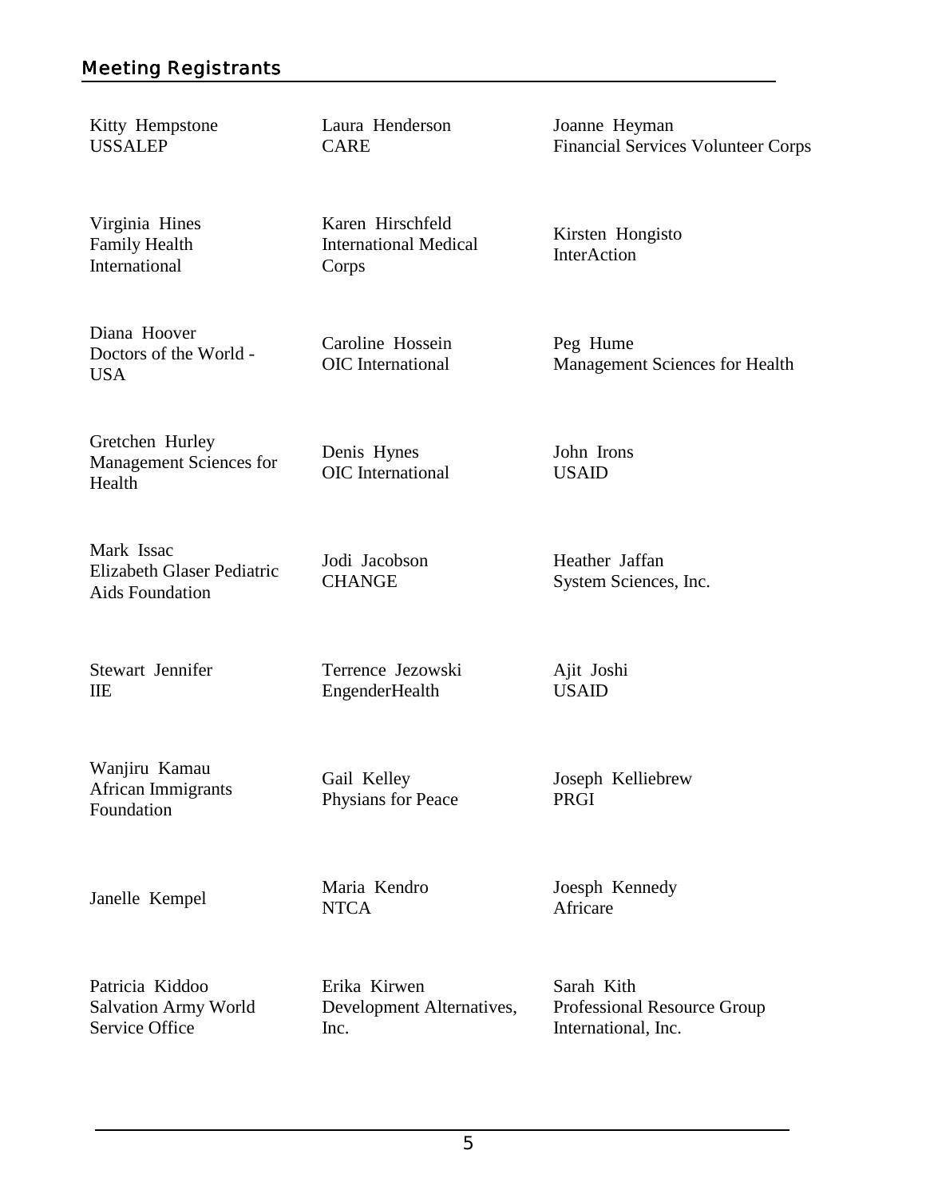## Meeting Registrants

Kitty Hempstone
USSALEP

Laura Henderson
CARE

Joanne Heyman
Financial Services Volunteer Corps

Virginia Hines
Family Health International

Karen Hirschfeld
International Medical Corps

Kirsten Hongisto
InterAction

Diana Hoover
Doctors of the World - USA

Caroline Hossein
OIC International

Peg Hume
Management Sciences for Health

Gretchen Hurley
Management Sciences for Health

Denis Hynes
OIC International

John Irons
USAID

Mark Issac
Elizabeth Glaser Pediatric Aids Foundation

Jodi Jacobson
CHANGE

Heather Jaffan
System Sciences, Inc.

Stewart Jennifer
IIE

Terrence Jezowski
EngenderHealth

Ajit Joshi
USAID

Wanjiru Kamau
African Immigrants Foundation

Gail Kelley
Physians for Peace

Joseph Kelliebrew
PRGI

Janelle Kempel

Maria Kendro
NTCA

Joesph Kennedy
Africare

Patricia Kiddoo
Salvation Army World Service Office

Erika Kirwen
Development Alternatives, Inc.

Sarah Kith
Professional Resource Group International, Inc.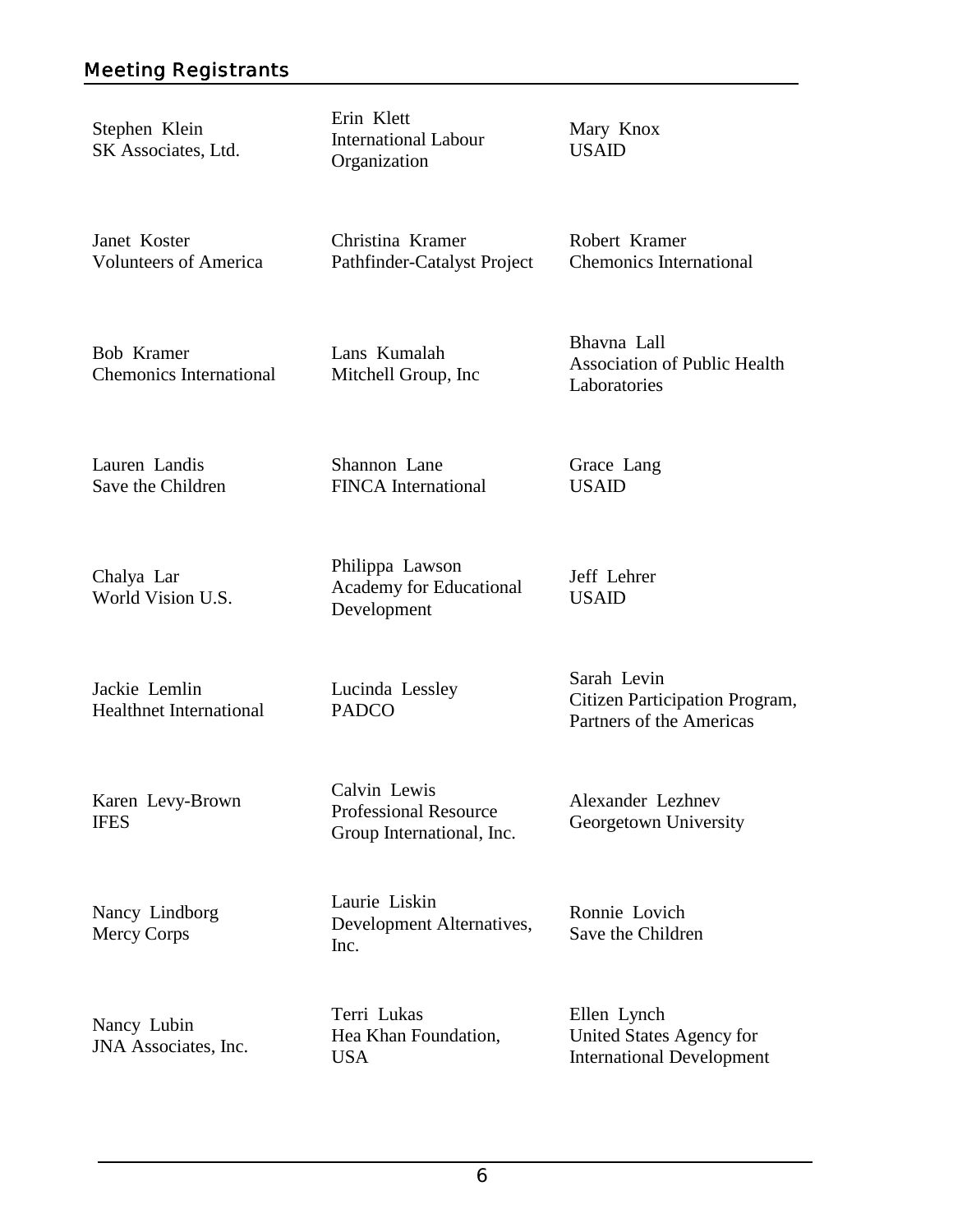## Meeting Registrants

Stephen Klein
SK Associates, Ltd.

Erin Klett
International Labour Organization

Mary Knox
USAID

Janet Koster
Volunteers of America

Christina Kramer
Pathfinder-Catalyst Project

Robert Kramer
Chemonics International

Bob Kramer
Chemonics International

Lans Kumalah
Mitchell Group, Inc

Bhavna Lall
Association of Public Health Laboratories

Lauren Landis
Save the Children

Shannon Lane
FINCA International

Grace Lang
USAID

Chalya Lar
World Vision U.S.

Philippa Lawson
Academy for Educational Development

Jeff Lehrer
USAID

Jackie Lemlin
Healthnet International

Lucinda Lessley
PADCO

Sarah Levin
Citizen Participation Program, Partners of the Americas

Karen Levy-Brown
IFES

Calvin Lewis
Professional Resource Group International, Inc.

Alexander Lezhnev
Georgetown University

Nancy Lindborg
Mercy Corps

Laurie Liskin
Development Alternatives, Inc.

Ronnie Lovich
Save the Children

Nancy Lubin
JNA Associates, Inc.

Terri Lukas
Hea Khan Foundation, USA

Ellen Lynch
United States Agency for International Development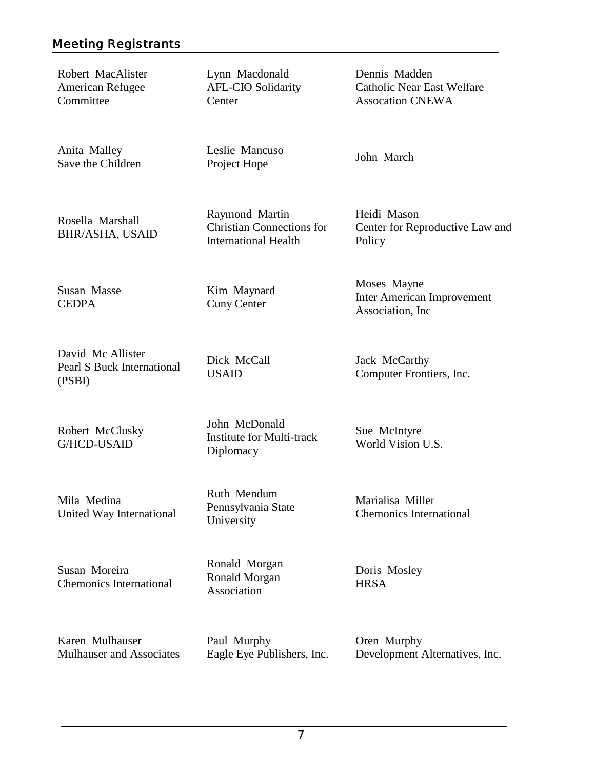## Meeting Registrants

Robert MacAlister
American Refugee Committee

Lynn Macdonald
AFL-CIO Solidarity Center

Dennis Madden
Catholic Near East Welfare Assocation CNEWA

Anita Malley
Save the Children

Leslie Mancuso
Project Hope

John March

Rosella Marshall
BHR/ASHA, USAID

Raymond Martin
Christian Connections for International Health

Heidi Mason
Center for Reproductive Law and Policy

Susan Masse
CEDPA

Kim Maynard
Cuny Center

Moses Mayne
Inter American Improvement Association, Inc

David Mc Allister
Pearl S Buck International (PSBI)

Dick McCall
USAID

Jack McCarthy
Computer Frontiers, Inc.

Robert McClusky
G/HCD-USAID

John McDonald
Institute for Multi-track Diplomacy

Sue McIntyre
World Vision U.S.

Mila Medina
United Way International

Ruth Mendum
Pennsylvania State University

Marialisa Miller
Chemonics International

Susan Moreira
Chemonics International

Ronald Morgan
Ronald Morgan Association

Doris Mosley
HRSA

Karen Mulhauser
Mulhauser and Associates

Paul Murphy
Eagle Eye Publishers, Inc.

Oren Murphy
Development Alternatives, Inc.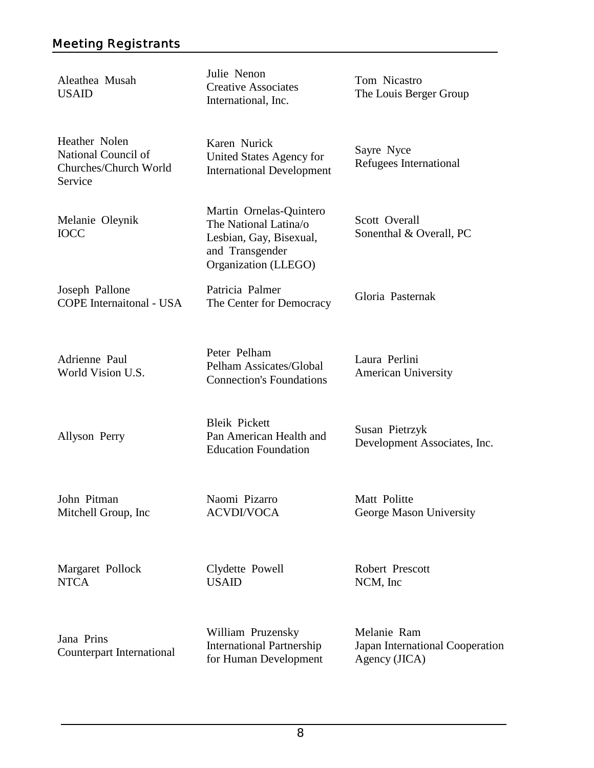## Meeting Registrants

Aleathea Musah
USAID

Julie Nenon
Creative Associates International, Inc.

Tom Nicastro
The Louis Berger Group

Heather Nolen
National Council of Churches/Church World Service

Karen Nurick
United States Agency for International Development

Sayre Nyce
Refugees International

Melanie Oleynik
IOCC

Martin Ornelas-Quintero
The National Latina/o Lesbian, Gay, Bisexual, and Transgender Organization (LLEGO)

Scott Overall
Sonenthal & Overall, PC

Joseph Pallone
COPE Internaitonal - USA

Patricia Palmer
The Center for Democracy

Gloria Pasternak

Adrienne Paul
World Vision U.S.

Peter Pelham
Pelham Assicates/Global Connection's Foundations

Laura Perlini
American University

Allyson Perry

Bleik Pickett
Pan American Health and Education Foundation

Susan Pietrzyk
Development Associates, Inc.

John Pitman
Mitchell Group, Inc

Naomi Pizarro
ACVDI/VOCA

Matt Politte
George Mason University

Margaret Pollock
NTCA

Clydette Powell
USAID

Robert Prescott
NCM, Inc

Jana Prins
Counterpart International

William Pruzensky
International Partnership for Human Development

Melanie Ram
Japan International Cooperation Agency (JICA)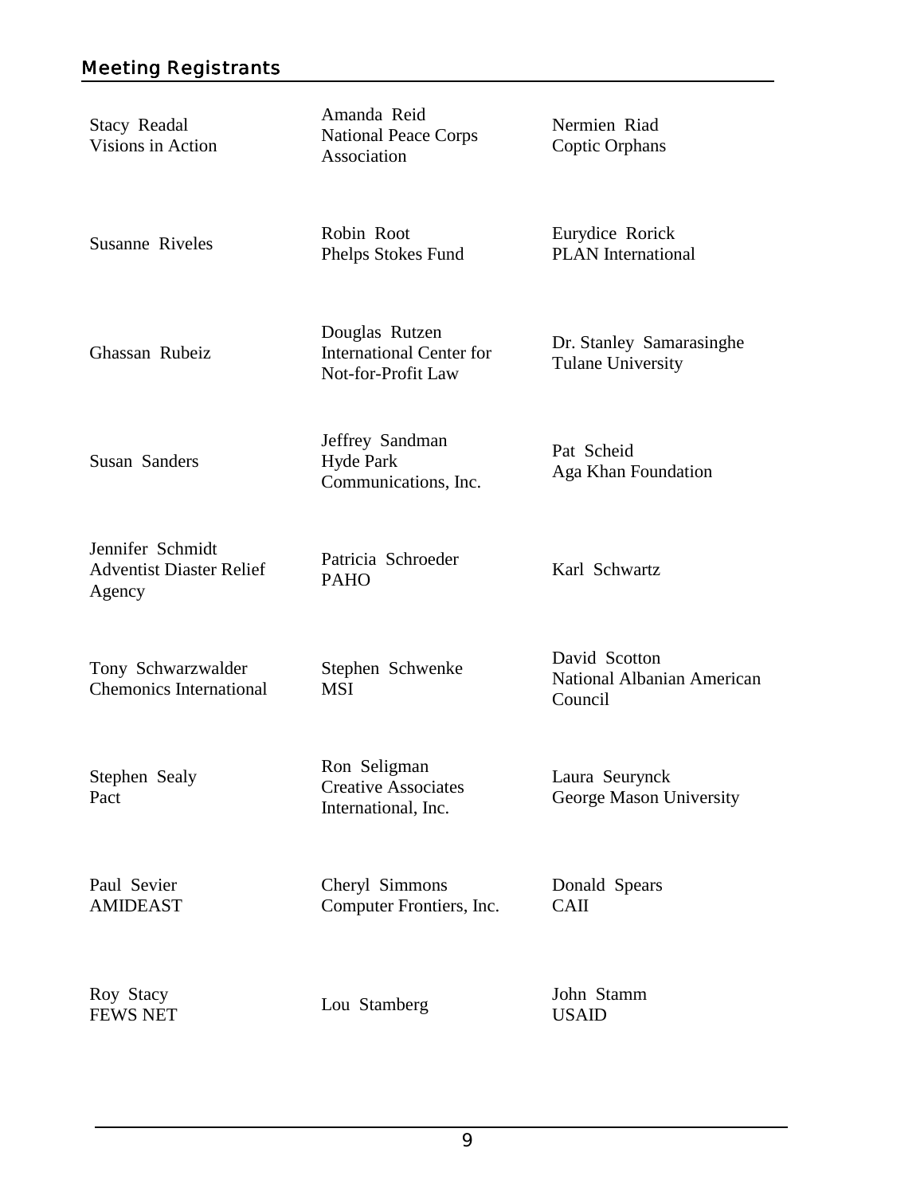## Meeting Registrants

Stacy Readal
Visions in Action

Amanda Reid
National Peace Corps Association

Nermien Riad
Coptic Orphans

Susanne Riveles

Robin Root
Phelps Stokes Fund

Eurydice Rorick
PLAN International

Ghassan Rubeiz

Douglas Rutzen
International Center for Not-for-Profit Law

Dr. Stanley Samarasinghe
Tulane University

Susan Sanders

Jeffrey Sandman
Hyde Park Communications, Inc.

Pat Scheid
Aga Khan Foundation

Jennifer Schmidt
Adventist Diaster Relief Agency

Patricia Schroeder
PAHO

Karl Schwartz

Tony Schwarzwalder
Chemonics International

Stephen Schwenke
MSI

David Scotton
National Albanian American Council

Stephen Sealy
Pact

Ron Seligman
Creative Associates International, Inc.

Laura Seurynck
George Mason University

Paul Sevier
AMIDEAST

Cheryl Simmons
Computer Frontiers, Inc.

Donald Spears
CAII

Roy Stacy
FEWS NET

Lou Stamberg

John Stamm
USAID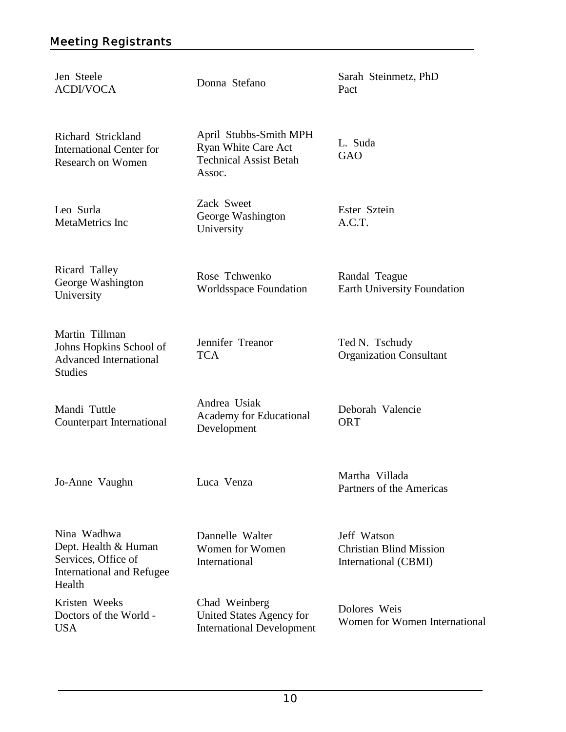## Meeting Registrants

Jen Steele
ACDI/VOCA

Donna Stefano

Sarah Steinmetz, PhD
Pact

Richard Strickland
International Center for Research on Women

April Stubbs-Smith MPH
Ryan White Care Act Technical Assist Betah Assoc.

L. Suda
GAO

Leo Surla
MetaMetrics Inc

Zack Sweet
George Washington University

Ester Sztein
A.C.T.

Ricard Talley
George Washington University

Rose Tchwenko
Worldsspace Foundation

Randal Teague
Earth University Foundation

Martin Tillman
Johns Hopkins School of Advanced International Studies

Jennifer Treanor
TCA

Ted N. Tschudy
Organization Consultant

Mandi Tuttle
Counterpart International

Andrea Usiak
Academy for Educational Development

Deborah Valencie
ORT

Jo-Anne Vaughn

Luca Venza

Martha Villada
Partners of the Americas

Nina Wadhwa
Dept. Health & Human Services, Office of International and Refugee Health

Dannelle Walter
Women for Women International

Jeff Watson
Christian Blind Mission International (CBMI)

Kristen Weeks
Doctors of the World - USA

Chad Weinberg
United States Agency for International Development

Dolores Weis
Women for Women International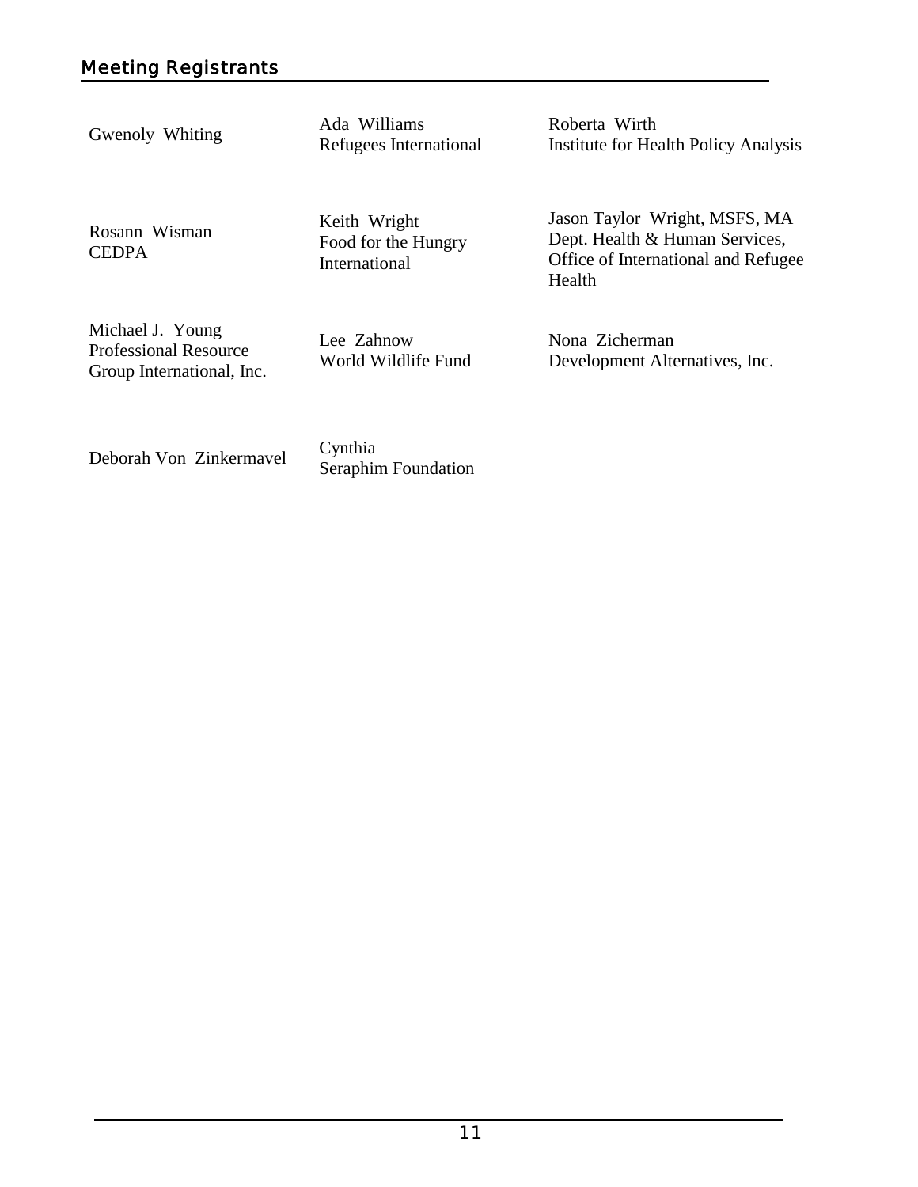## Meeting Registrants

Gwenoly Whiting

Ada Williams
Refugees International

Roberta Wirth
Institute for Health Policy Analysis

Rosann Wisman
CEDPA

Keith Wright
Food for the Hungry International

Jason Taylor Wright, MSFS, MA
Dept. Health & Human Services, Office of International and Refugee Health

Michael J. Young
Professional Resource Group International, Inc.

Lee Zahnow
World Wildlife Fund

Nona Zicherman
Development Alternatives, Inc.

Deborah Von Zinkermavel

Cynthia
Seraphim Foundation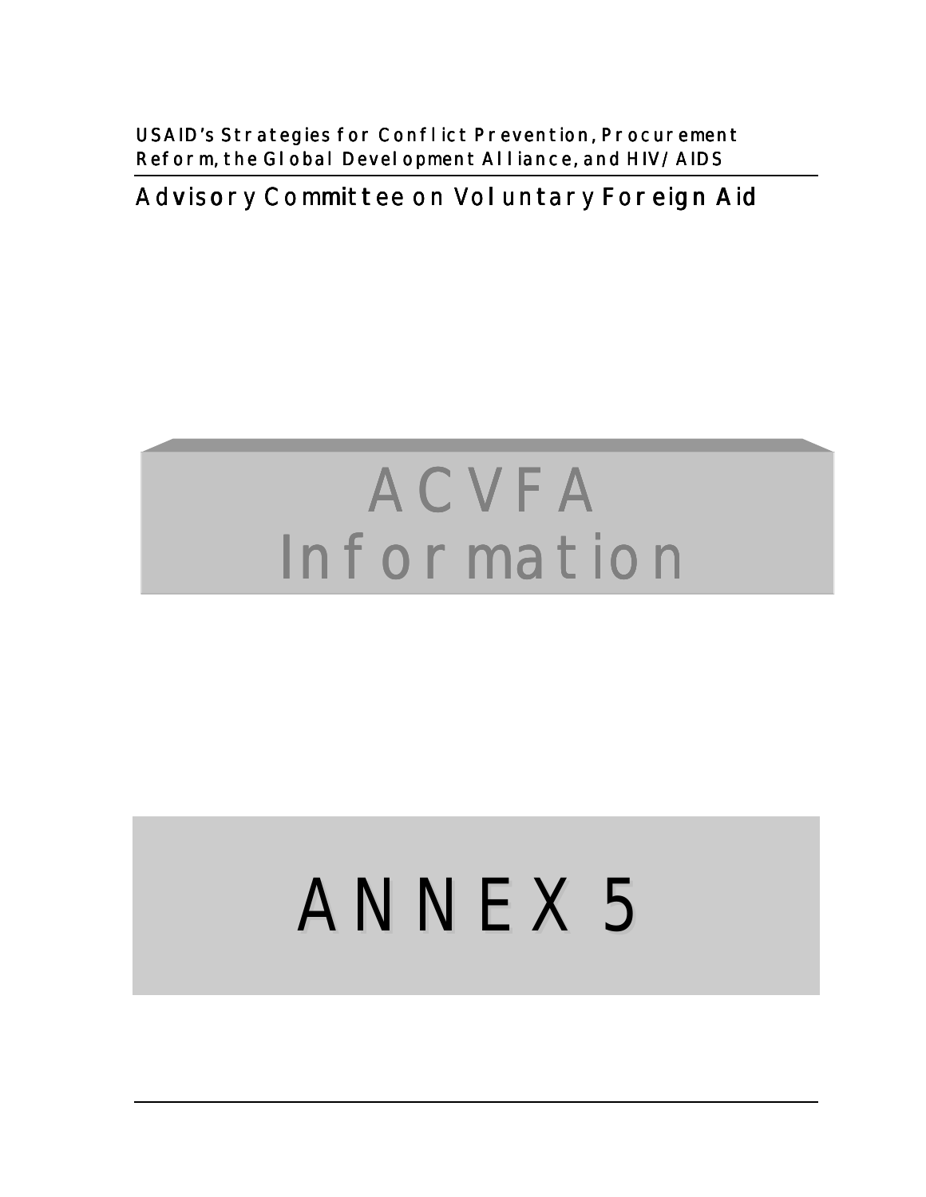USAID's Strategies for Conflict Prevention, Procurement Reform, the Global Development Alliance, and HIV/AIDS

Advisory Committee on Voluntary Foreign Aid

# ACVFA Information

# ANNEX 5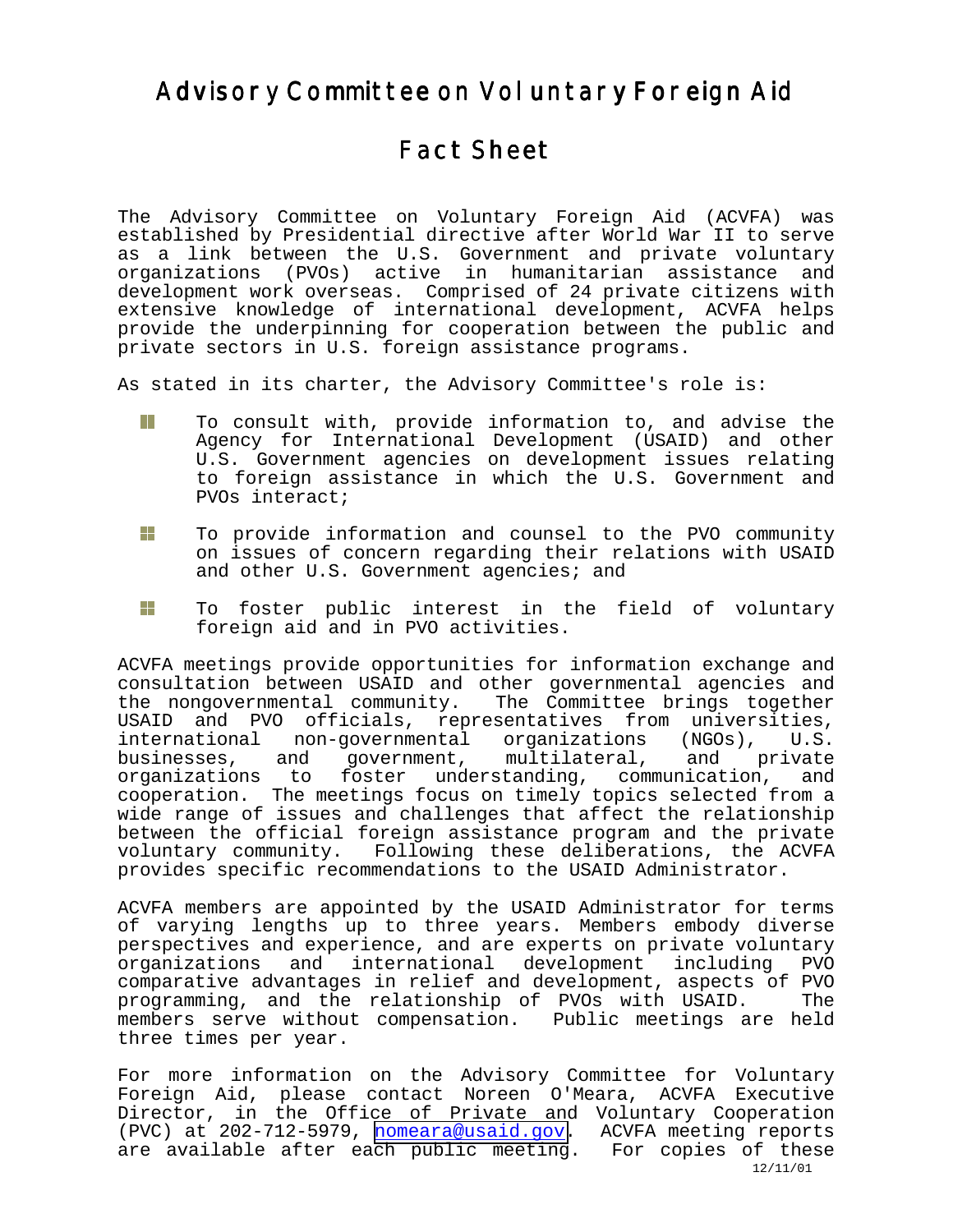# Advisory Committee on Voluntary Foreign Aid

## Fact Sheet

The Advisory Committee on Voluntary Foreign Aid (ACVFA) was established by Presidential directive after World War II to serve as a link between the U.S. Government and private voluntary organizations (PVOs) active in humanitarian assistance and development work overseas. Comprised of 24 private citizens with extensive knowledge of international development, ACVFA helps provide the underpinning for cooperation between the public and private sectors in U.S. foreign assistance programs.

As stated in its charter, the Advisory Committee's role is:

- To consult with, provide information to, and advise the Agency for International Development (USAID) and other U.S. Government agencies on development issues relating to foreign assistance in which the U.S. Government and PVOs interact;
- To provide information and counsel to the PVO community on issues of concern regarding their relations with USAID and other U.S. Government agencies; and
- To foster public interest in the field of voluntary foreign aid and in PVO activities.

ACVFA meetings provide opportunities for information exchange and consultation between USAID and other governmental agencies and the nongovernmental community. The Committee brings together USAID and PVO officials, representatives from universities, international non-governmental organizations (NGOs), U.S. businesses, and government, multilateral, and private organizations to foster understanding, communication, and cooperation. The meetings focus on timely topics selected from a wide range of issues and challenges that affect the relationship between the official foreign assistance program and the private voluntary community. Following these deliberations, the ACVFA provides specific recommendations to the USAID Administrator.

ACVFA members are appointed by the USAID Administrator for terms of varying lengths up to three years. Members embody diverse perspectives and experience, and are experts on private voluntary organizations and international development including PVO comparative advantages in relief and development, aspects of PVO programming, and the relationship of PVOs with USAID. The members serve without compensation. Public meetings are held three times per year.

For more information on the Advisory Committee for Voluntary Foreign Aid, please contact Noreen O'Meara, ACVFA Executive Director, in the Office of Private and Voluntary Cooperation (PVC) at 202-712-5979, nomeara@usaid.gov. ACVFA meeting reports are available after each public meeting. For copies of these

12/11/01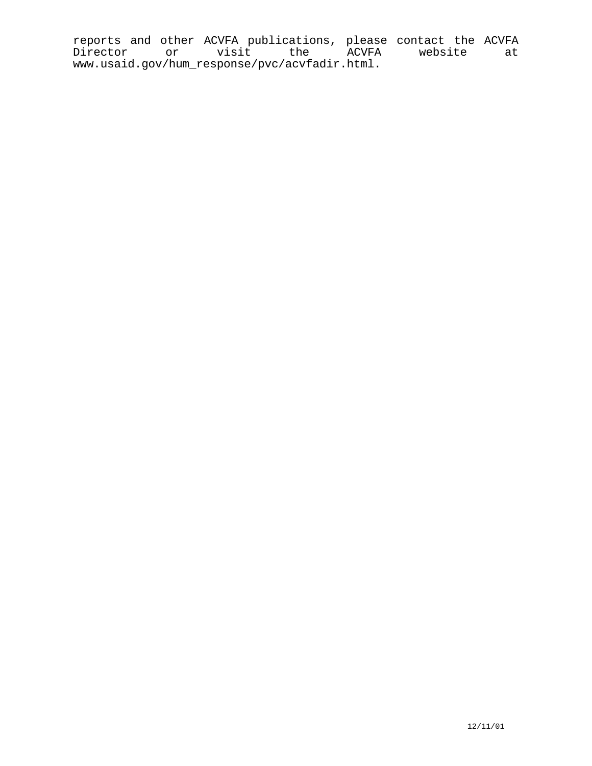reports and other ACVFA publications, please contact the ACVFA Director or visit the ACVFA website at www.usaid.gov/hum_response/pvc/acvfadir.html.

12/11/01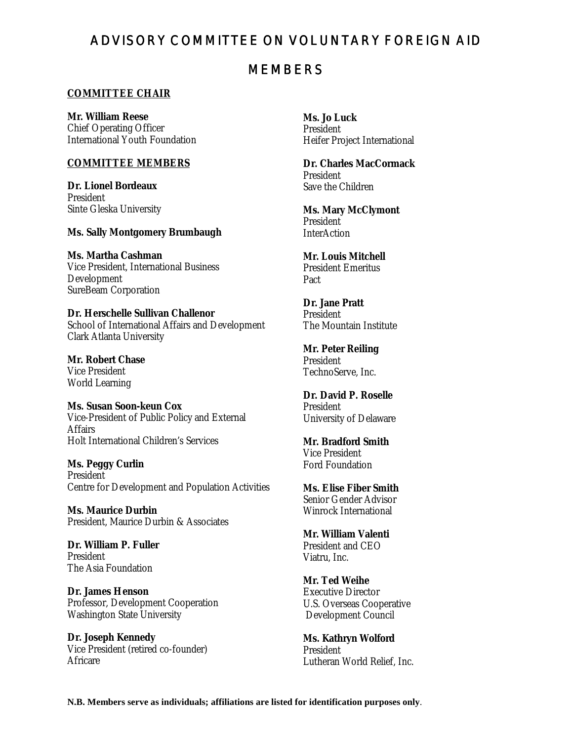# ADVISORY COMMITTEE ON VOLUNTARY FOREIGN AID

## MEMBERS

**COMMITTEE CHAIR**

**Mr. William Reese**
Chief Operating Officer
International Youth Foundation

**COMMITTEE MEMBERS**

**Dr. Lionel Bordeaux**
President
Sinte Gleska University

**Ms. Sally Montgomery Brumbaugh**

**Ms. Martha Cashman**
Vice President, International Business Development
SureBeam Corporation

**Dr. Herschelle Sullivan Challenor**
School of International Affairs and Development
Clark Atlanta University

**Mr. Robert Chase**
Vice President
World Learning

**Ms. Susan Soon-keun Cox**
Vice-President of Public Policy and External Affairs
Holt International Children's Services

**Ms. Peggy Curlin**
President
Centre for Development and Population Activities

**Ms. Maurice Durbin**
President, Maurice Durbin & Associates

**Dr. William P. Fuller**
President
The Asia Foundation

**Dr. James Henson**
Professor, Development Cooperation
Washington State University

**Dr. Joseph Kennedy**
Vice President (retired co-founder)
Africare

**Ms. Jo Luck**
President
Heifer Project International

**Dr. Charles MacCormack**
President
Save the Children

**Ms. Mary McClymont**
President
InterAction

**Mr. Louis Mitchell**
President Emeritus
Pact

**Dr. Jane Pratt**
President
The Mountain Institute

**Mr. Peter Reiling**
President
TechnoServe, Inc.

**Dr. David P. Roselle**
President
University of Delaware

**Mr. Bradford Smith**
Vice President
Ford Foundation

**Ms. Elise Fiber Smith**
Senior Gender Advisor
Winrock International

**Mr. William Valenti**
President and CEO
Viatru, Inc.

**Mr. Ted Weihe**
Executive Director
U.S. Overseas Cooperative Development Council

**Ms. Kathryn Wolford**
President
Lutheran World Relief, Inc.

**N.B. Members serve as individuals; affiliations are listed for identification purposes only**.